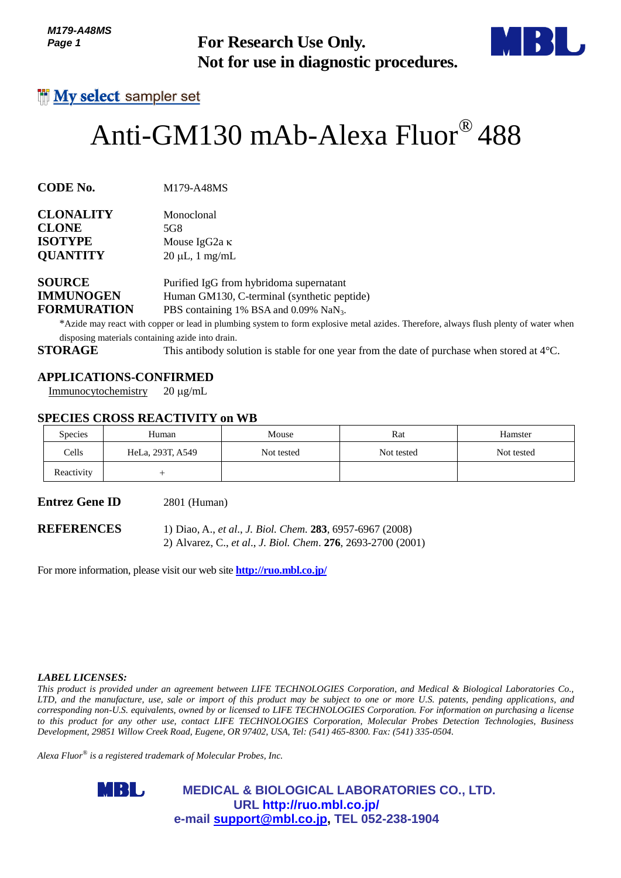**For Research Use Only.**
**Not for use in diagnostic procedures.**

My select sampler set

# Anti-GM130 mAb-Alexa Fluor® 488

**CODE No.** M179-A48MS

**CLONALITY** Monoclonal
**CLONE** 5G8
**ISOTYPE** Mouse IgG2a κ
**QUANTITY** 20 μL, 1 mg/mL

**SOURCE** Purified IgG from hybridoma supernatant
**IMMUNOGEN** Human GM130, C-terminal (synthetic peptide)
**FORMURATION** PBS containing 1% BSA and 0.09% $NaN_3$.

*Azide may react with copper or lead in plumbing system to form explosive metal azides. Therefore, always flush plenty of water when disposing materials containing azide into drain.

**STORAGE** This antibody solution is stable for one year from the date of purchase when stored at 4°C.

## APPLICATIONS-CONFIRMED

Immunocytochemistry 20 μg/mL

## SPECIES CROSS REACTIVITY on WB

| Species | Human | Mouse | Rat | Hamster |
|---|---|---|---|---|
| Cells | HeLa, 293T, A549 | Not tested | Not tested | Not tested |
| Reactivity | + | | | |

**Entrez Gene ID** 2801 (Human)

**REFERENCES**
1) Diao, A., *et al*., *J. Biol. Chem.* **283**, 6957-6967 (2008)
2) Alvarez, C., *et al*., *J. Biol. Chem*. **276**, 2693-2700 (2001)

For more information, please visit our web site **http://ruo.mbl.co.jp/**

***LABEL LICENSES:***
*This product is provided under an agreement between LIFE TECHNOLOGIES Corporation, and Medical & Biological Laboratories Co., LTD, and the manufacture, use, sale or import of this product may be subject to one or more U.S. patents, pending applications, and corresponding non-U.S. equivalents, owned by or licensed to LIFE TECHNOLOGIES Corporation. For information on purchasing a license to this product for any other use, contact LIFE TECHNOLOGIES Corporation, Molecular Probes Detection Technologies, Business Development, 29851 Willow Creek Road, Eugene, OR 97402, USA, Tel: (541) 465-8300. Fax: (541) 335-0504.*

*Alexa Fluor® is a registered trademark of Molecular Probes, Inc.*

**MEDICAL & BIOLOGICAL LABORATORIES CO., LTD.**
**URL http://ruo.mbl.co.jp/**
**e-mail support@mbl.co.jp, TEL 052-238-1904**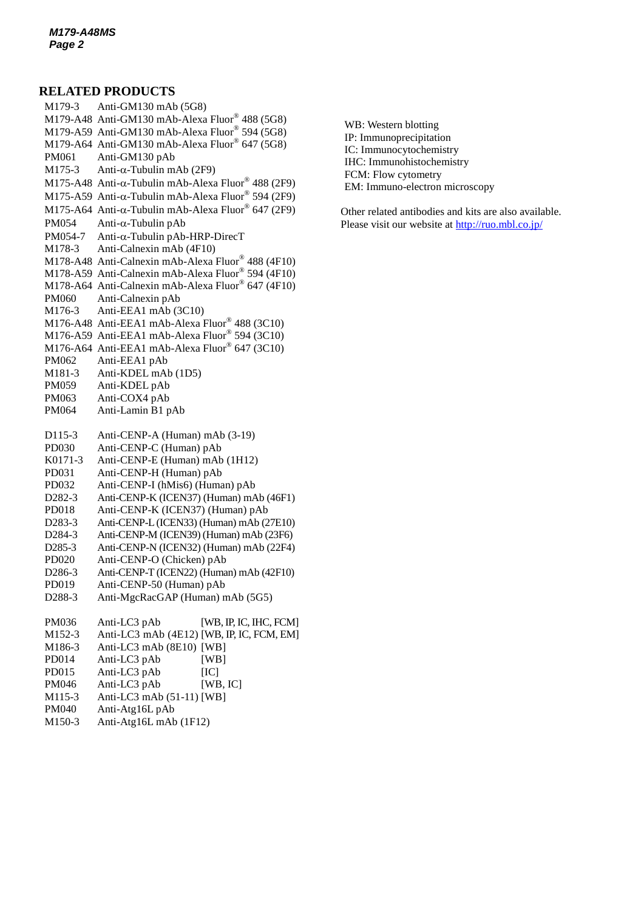## RELATED PRODUCTS

| | |
|---|---|
| M179-3 | Anti-GM130 mAb (5G8) |
| M179-A48 | Anti-GM130 mAb-Alexa Fluor® 488 (5G8) |
| M179-A59 | Anti-GM130 mAb-Alexa Fluor® 594 (5G8) |
| M179-A64 | Anti-GM130 mAb-Alexa Fluor® 647 (5G8) |
| PM061 | Anti-GM130 pAb |
| M175-3 | Anti-α-Tubulin mAb (2F9) |
| M175-A48 | Anti-α-Tubulin mAb-Alexa Fluor® 488 (2F9) |
| M175-A59 | Anti-α-Tubulin mAb-Alexa Fluor® 594 (2F9) |
| M175-A64 | Anti-α-Tubulin mAb-Alexa Fluor® 647 (2F9) |
| PM054 | Anti-α-Tubulin pAb |
| PM054-7 | Anti-α-Tubulin pAb-HRP-DirecT |
| M178-3 | Anti-Calnexin mAb (4F10) |
| M178-A48 | Anti-Calnexin mAb-Alexa Fluor® 488 (4F10) |
| M178-A59 | Anti-Calnexin mAb-Alexa Fluor® 594 (4F10) |
| M178-A64 | Anti-Calnexin mAb-Alexa Fluor® 647 (4F10) |
| PM060 | Anti-Calnexin pAb |
| M176-3 | Anti-EEA1 mAb (3C10) |
| M176-A48 | Anti-EEA1 mAb-Alexa Fluor® 488 (3C10) |
| M176-A59 | Anti-EEA1 mAb-Alexa Fluor® 594 (3C10) |
| M176-A64 | Anti-EEA1 mAb-Alexa Fluor® 647 (3C10) |
| PM062 | Anti-EEA1 pAb |
| M181-3 | Anti-KDEL mAb (1D5) |
| PM059 | Anti-KDEL pAb |
| PM063 | Anti-COX4 pAb |
| PM064 | Anti-Lamin B1 pAb |

| | |
|---|---|
| D115-3 | Anti-CENP-A (Human) mAb (3-19) |
| PD030 | Anti-CENP-C (Human) pAb |
| K0171-3 | Anti-CENP-E (Human) mAb (1H12) |
| PD031 | Anti-CENP-H (Human) pAb |
| PD032 | Anti-CENP-I (hMis6) (Human) pAb |
| D282-3 | Anti-CENP-K (ICEN37) (Human) mAb (46F1) |
| PD018 | Anti-CENP-K (ICEN37) (Human) pAb |
| D283-3 | Anti-CENP-L (ICEN33) (Human) mAb (27E10) |
| D284-3 | Anti-CENP-M (ICEN39) (Human) mAb (23F6) |
| D285-3 | Anti-CENP-N (ICEN32) (Human) mAb (22F4) |
| PD020 | Anti-CENP-O (Chicken) pAb |
| D286-3 | Anti-CENP-T (ICEN22) (Human) mAb (42F10) |
| PD019 | Anti-CENP-50 (Human) pAb |
| D288-3 | Anti-MgcRacGAP (Human) mAb (5G5) |

| | | |
|---|---|---|
| PM036 | Anti-LC3 pAb | [WB, IP, IC, IHC, FCM] |
| M152-3 | Anti-LC3 mAb (4E12) | [WB, IP, IC, FCM, EM] |
| M186-3 | Anti-LC3 mAb (8E10) | [WB] |
| PD014 | Anti-LC3 pAb | [WB] |
| PD015 | Anti-LC3 pAb | [IC] |
| PM046 | Anti-LC3 pAb | [WB, IC] |
| M115-3 | Anti-LC3 mAb (51-11) | [WB] |
| PM040 | Anti-Atg16L pAb | |
| M150-3 | Anti-Atg16L mAb (1F12) | |

WB: Western blotting
IP: Immunoprecipitation
IC: Immunocytochemistry
IHC: Immunohistochemistry
FCM: Flow cytometry
EM: Immuno-electron microscopy

Other related antibodies and kits are also available.
Please visit our website at http://ruo.mbl.co.jp/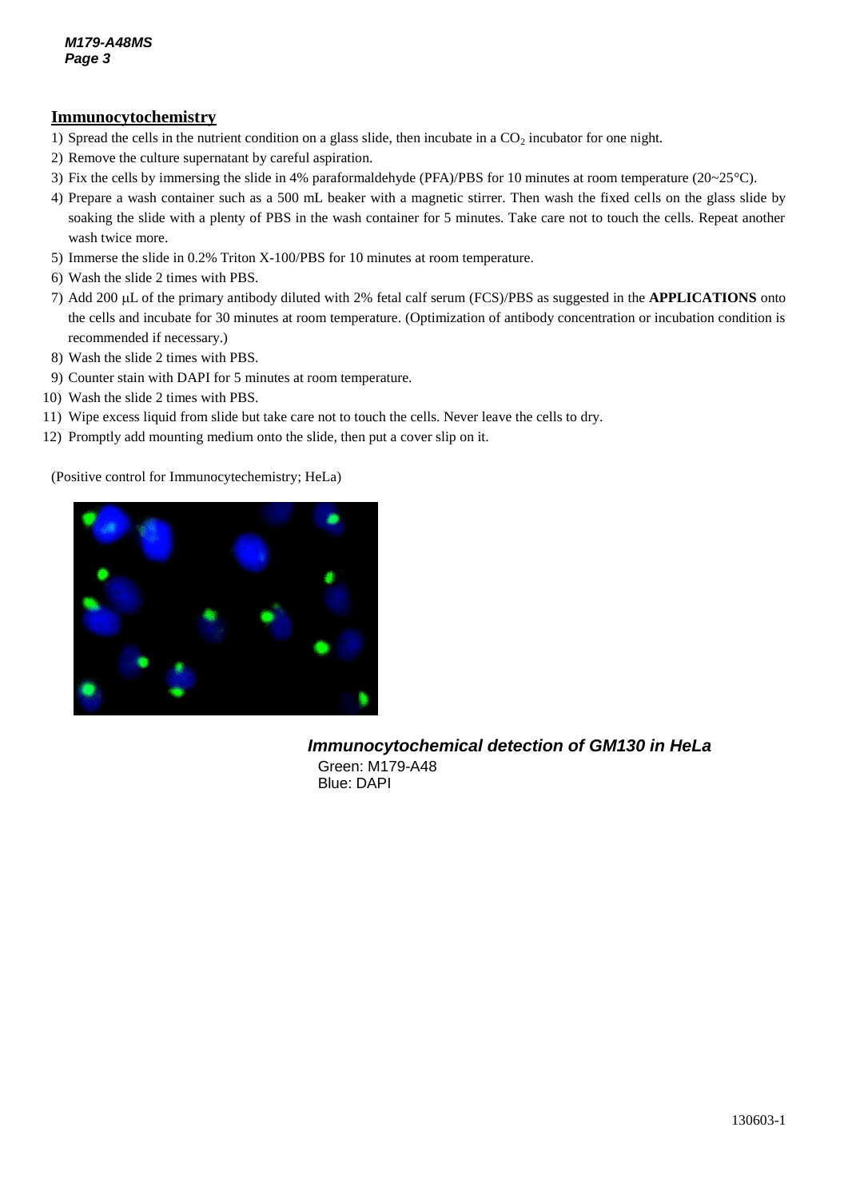## Immunocytochemistry

1) Spread the cells in the nutrient condition on a glass slide, then incubate in a $CO_2$ incubator for one night.
2) Remove the culture supernatant by careful aspiration.
3) Fix the cells by immersing the slide in 4% paraformaldehyde (PFA)/PBS for 10 minutes at room temperature (20~25°C).
4) Prepare a wash container such as a 500 mL beaker with a magnetic stirrer. Then wash the fixed cells on the glass slide by soaking the slide with a plenty of PBS in the wash container for 5 minutes. Take care not to touch the cells. Repeat another wash twice more.
5) Immerse the slide in 0.2% Triton X-100/PBS for 10 minutes at room temperature.
6) Wash the slide 2 times with PBS.
7) Add 200 μL of the primary antibody diluted with 2% fetal calf serum (FCS)/PBS as suggested in the **APPLICATIONS** onto the cells and incubate for 30 minutes at room temperature. (Optimization of antibody concentration or incubation condition is recommended if necessary.)
8) Wash the slide 2 times with PBS.
9) Counter stain with DAPI for 5 minutes at room temperature.
10) Wash the slide 2 times with PBS.
11) Wipe excess liquid from slide but take care not to touch the cells. Never leave the cells to dry.
12) Promptly add mounting medium onto the slide, then put a cover slip on it.

(Positive control for Immunocytechemistry; HeLa)

***Immunocytochemical detection of GM130 in HeLa***

Green: M179-A48
Blue: DAPI

130603-1